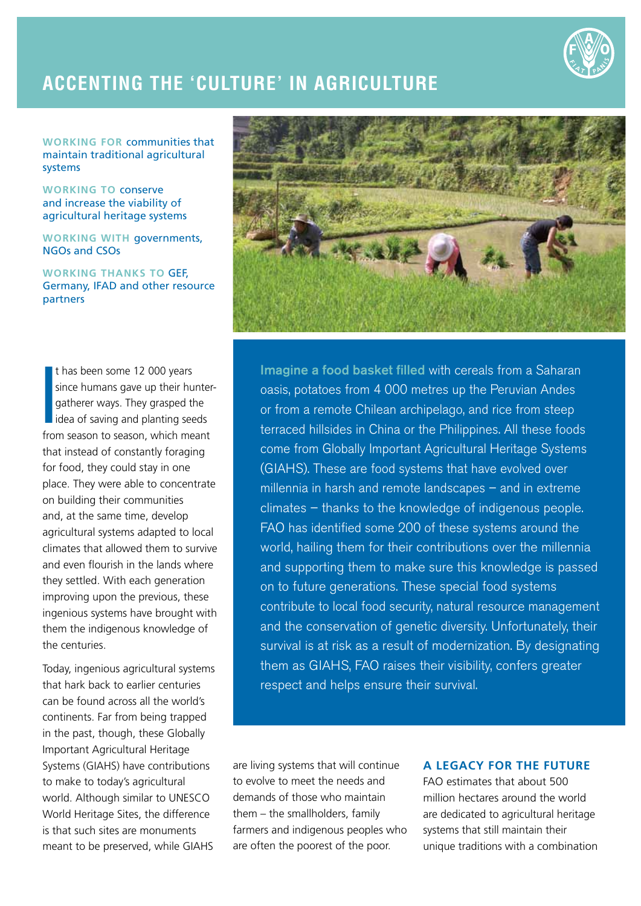# ACCENTING THE 'CULTURE' IN AGRICULTURE

**WORKING FOR** communities that maintain traditional agricultural systems

**WORKING TO** conserve and increase the viability of agricultural heritage systems

**WORKING WITH** governments, NGOs and CSOs

**WORKING THANKS TO** GEF, Germany, IFAD and other resource partners

**Imagine a food basket filled** with cereals from a Saharan oasis, potatoes from 4 000 metres up the Peruvian Andes or from a remote Chilean archipelago, and rice from steep terraced hillsides in China or the Philippines. All these foods come from Globally Important Agricultural Heritage Systems (GIAHS). These are food systems that have evolved over millennia in harsh and remote landscapes – and in extreme climates – thanks to the knowledge of indigenous people. FAO has identified some 200 of these systems around the world, hailing them for their contributions over the millennia and supporting them to make sure this knowledge is passed on to future generations. These special food systems contribute to local food security, natural resource management and the conservation of genetic diversity. Unfortunately, their survival is at risk as a result of modernization. By designating them as GIAHS, FAO raises their visibility, confers greater respect and helps ensure their survival.

It has been some 12 000 years since humans gave up their hunter-gatherer ways. They grasped the idea of saving and planting seeds from season to season, which meant that instead of constantly foraging for food, they could stay in one place. They were able to concentrate on building their communities and, at the same time, develop agricultural systems adapted to local climates that allowed them to survive and even flourish in the lands where they settled. With each generation improving upon the previous, these ingenious systems have brought with them the indigenous knowledge of the centuries.

Today, ingenious agricultural systems that hark back to earlier centuries can be found across all the world's continents. Far from being trapped in the past, though, these Globally Important Agricultural Heritage Systems (GIAHS) have contributions to make to today's agricultural world. Although similar to UNESCO World Heritage Sites, the difference is that such sites are monuments meant to be preserved, while GIAHS are living systems that will continue to evolve to meet the needs and demands of those who maintain them – the smallholders, family farmers and indigenous peoples who are often the poorest of the poor.

## A LEGACY FOR THE FUTURE

FAO estimates that about 500 million hectares around the world are dedicated to agricultural heritage systems that still maintain their unique traditions with a combination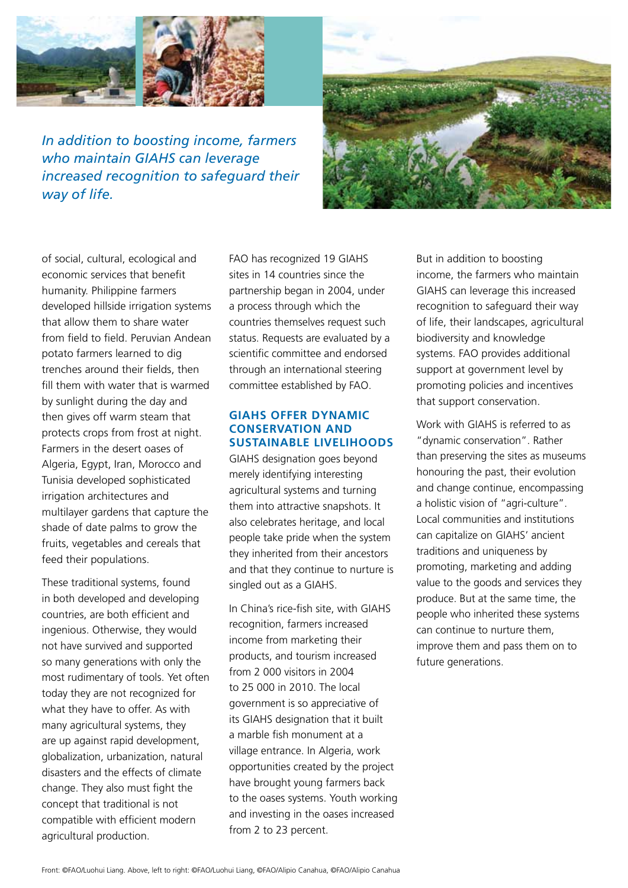*In addition to boosting income, farmers who maintain GIAHS can leverage increased recognition to safeguard their way of life.*

of social, cultural, ecological and economic services that benefit humanity. Philippine farmers developed hillside irrigation systems that allow them to share water from field to field. Peruvian Andean potato farmers learned to dig trenches around their fields, then fill them with water that is warmed by sunlight during the day and then gives off warm steam that protects crops from frost at night. Farmers in the desert oases of Algeria, Egypt, Iran, Morocco and Tunisia developed sophisticated irrigation architectures and multilayer gardens that capture the shade of date palms to grow the fruits, vegetables and cereals that feed their populations.

These traditional systems, found in both developed and developing countries, are both efficient and ingenious. Otherwise, they would not have survived and supported so many generations with only the most rudimentary of tools. Yet often today they are not recognized for what they have to offer. As with many agricultural systems, they are up against rapid development, globalization, urbanization, natural disasters and the effects of climate change. They also must fight the concept that traditional is not compatible with efficient modern agricultural production.

FAO has recognized 19 GIAHS sites in 14 countries since the partnership began in 2004, under a process through which the countries themselves request such status. Requests are evaluated by a scientific committee and endorsed through an international steering committee established by FAO.

## GIAHS OFFER DYNAMIC CONSERVATION AND SUSTAINABLE LIVELIHOODS

GIAHS designation goes beyond merely identifying interesting agricultural systems and turning them into attractive snapshots. It also celebrates heritage, and local people take pride when the system they inherited from their ancestors and that they continue to nurture is singled out as a GIAHS.

In China's rice-fish site, with GIAHS recognition, farmers increased income from marketing their products, and tourism increased from 2 000 visitors in 2004 to 25 000 in 2010. The local government is so appreciative of its GIAHS designation that it built a marble fish monument at a village entrance. In Algeria, work opportunities created by the project have brought young farmers back to the oases systems. Youth working and investing in the oases increased from 2 to 23 percent.

But in addition to boosting income, the farmers who maintain GIAHS can leverage this increased recognition to safeguard their way of life, their landscapes, agricultural biodiversity and knowledge systems. FAO provides additional support at government level by promoting policies and incentives that support conservation.

Work with GIAHS is referred to as "dynamic conservation". Rather than preserving the sites as museums honouring the past, their evolution and change continue, encompassing a holistic vision of "agri-culture". Local communities and institutions can capitalize on GIAHS' ancient traditions and uniqueness by promoting, marketing and adding value to the goods and services they produce. But at the same time, the people who inherited these systems can continue to nurture them, improve them and pass them on to future generations.

Front: ©FAO/Luohui Liang. Above, left to right: ©FAO/Luohui Liang, ©FAO/Alipio Canahua, ©FAO/Alipio Canahua